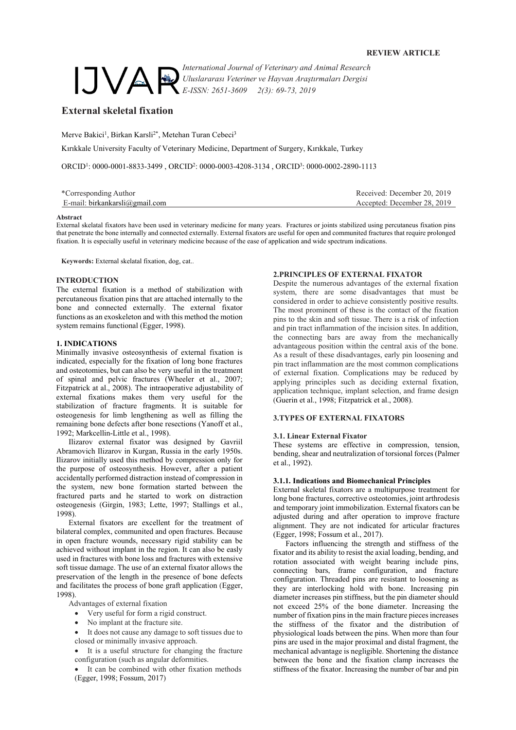**REVIEW ARTICLE**

IJVAR *International Journal of Veterinary and Animal Research*
*Uluslararası Veteriner ve Hayvan Araştırmaları Dergisi*
*E-ISSN: 2651-3609 2(3): 69-73, 2019*

# External skeletal fixation

Merve Bakici[1], Birkan Karsli[2*], Metehan Turan Cebeci[3]

Kırıkkale University Faculty of Veterinary Medicine, Department of Surgery, Kırıkkale, Turkey

ORCID[1]: 0000-0001-8833-3499 , ORCID[2]: 0000-0003-4208-3134 , ORCID[3]: 0000-0002-2890-1113

| *Corresponding Author | Received: December 20, 2019 |
|---|---|
| E-mail: birkankarsli@gmail.com | Accepted: December 28, 2019 |

**Abstract**

External skelatal fixators have been used in veterinary medicine for many years. Fractures or joints stabilized using percutaneus fixation pins that penetrate the bone internally and connected externally. External fixators are useful for open and communited fractures that require prolonged fixation. It is especially useful in veterinary medicine because of the ease of application and wide spectrum indications.

**Keywords:** External skelatal fixation, dog, cat..

## INTRODUCTION

The external fixation is a method of stabilization with percutaneous fixation pins that are attached internally to the bone and connected externally. The external fixator functions as an exoskeleton and with this method the motion system remains functional (Egger, 1998).

## 1. INDICATIONS

Minimally invasive osteosynthesis of external fixation is indicated, especially for the fixation of long bone fractures and osteotomies, but can also be very useful in the treatment of spinal and pelvic fractures (Wheeler et al., 2007; Fitzpatrick at al., 2008). The intraoperative adjustability of external fixations makes them very useful for the stabilization of fracture fragments. It is suitable for osteogenesis for limb lengthening as well as filling the remaining bone defects after bone resections (Yanoff et al., 1992; Markcellin-Little et al., 1998).

Ilizarov external fixator was designed by Gavriil Abramovich Ilizarov in Kurgan, Russia in the early 1950s. Ilizarov initially used this method by compression only for the purpose of osteosynthesis. However, after a patient accidentally performed distraction instead of compression in the system, new bone formation started between the fractured parts and he started to work on distraction osteogenesis (Girgin, 1983; Lette, 1997; Stallings et al., 1998).

External fixators are excellent for the treatment of bilateral complex, communited and open fractures. Because in open fracture wounds, necessary rigid stability can be achieved without implant in the region. It can also be easily used in fractures with bone loss and fractures with extensive soft tissue damage. The use of an external fixator allows the preservation of the length in the presence of bone defects and facilitates the process of bone graft application (Egger, 1998).

Advantages of external fixation

- Very useful for form a rigid construct.
- No implant at the fracture site.
- It does not cause any damage to soft tissues due to closed or minimally invasive approach.
- It is a useful structure for changing the fracture configuration (such as angular deformities.
- It can be combined with other fixation methods (Egger, 1998; Fossum, 2017)

## 2.PRINCIPLES OF EXTERNAL FIXATOR

Despite the numerous advantages of the external fixation system, there are some disadvantages that must be considered in order to achieve consistently positive results. The most prominent of these is the contact of the fixation pins to the skin and soft tissue. There is a risk of infection and pin tract inflammation of the incision sites. In addition, the connecting bars are away from the mechanically advantageous position within the central axis of the bone. As a result of these disadvantages, early pin loosening and pin tract inflammation are the most common complications of external fixation. Complications may be reduced by applying principles such as deciding external fixation, application technique, implant selection, and frame design (Guerin et al., 1998; Fitzpatrick et al., 2008).

## 3.TYPES OF EXTERNAL FIXATORS

### 3.1. Linear External Fixator

These systems are effective in compression, tension, bending, shear and neutralization of torsional forces (Palmer et al., 1992).

#### 3.1.1. Indications and Biomechanical Principles

External skeletal fixators are a multipurpose treatment for long bone fractures, corrective osteotomies, joint arthrodesis and temporary joint immobilization. External fixators can be adjusted during and after operation to improve fracture alignment. They are not indicated for articular fractures (Egger, 1998; Fossum et al., 2017).

Factors influencing the strength and stiffness of the fixator and its ability to resist the axial loading, bending, and rotation associated with weight bearing include pins, connecting bars, frame configuration, and fracture configuration. Threaded pins are resistant to loosening as they are interlocking hold with bone. Increasing pin diameter increases pin stiffness, but the pin diameter should not exceed 25% of the bone diameter. Increasing the number of fixation pins in the main fracture pieces increases the stiffness of the fixator and the distribution of physiological loads between the pins. When more than four pins are used in the major proximal and distal fragment, the mechanical advantage is negligible. Shortening the distance between the bone and the fixation clamp increases the stiffness of the fixator. Increasing the number of bar and pin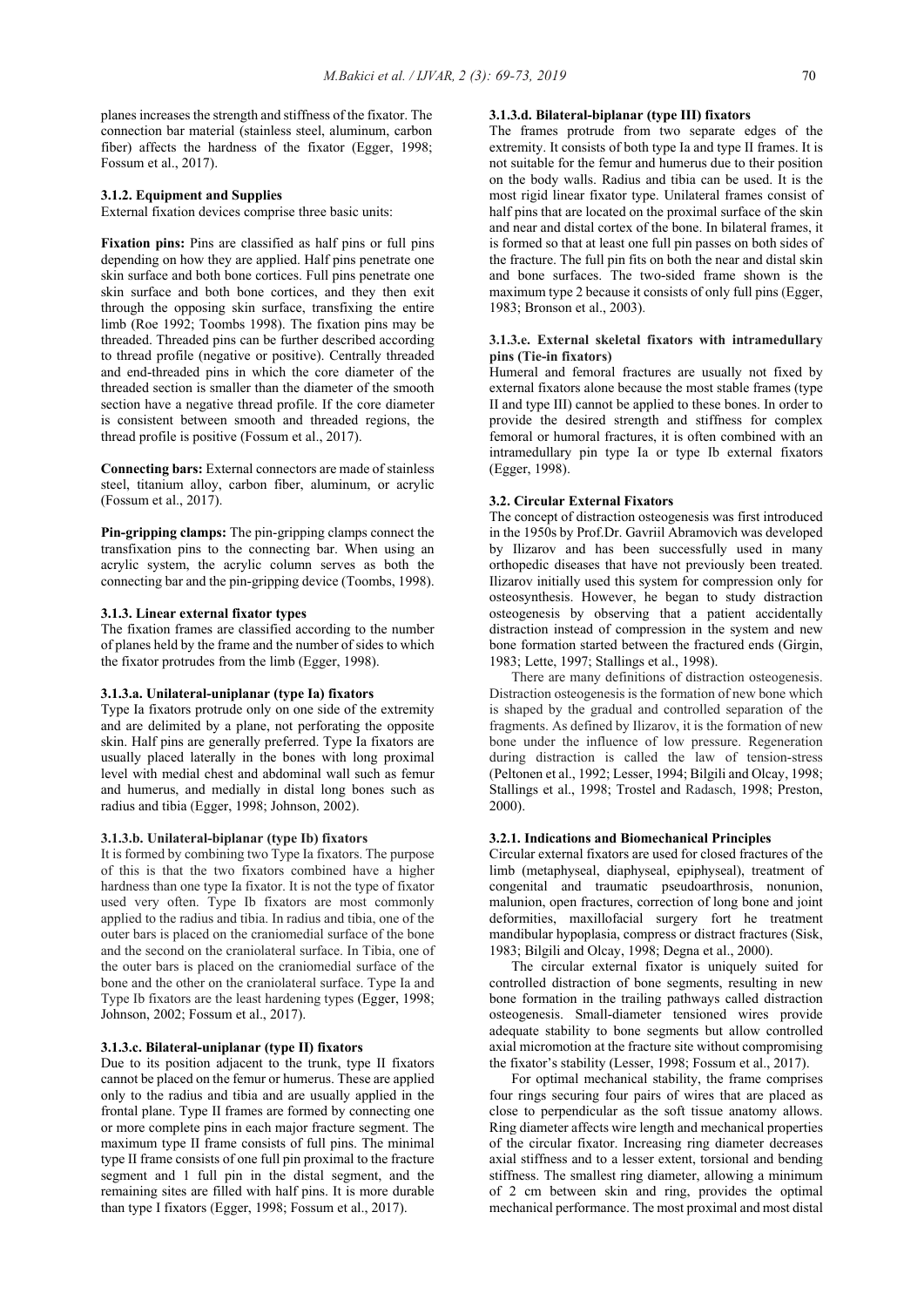planes increases the strength and stiffness of the fixator. The connection bar material (stainless steel, aluminum, carbon fiber) affects the hardness of the fixator (Egger, 1998; Fossum et al., 2017).

#### 3.1.2. Equipment and Supplies

External fixation devices comprise three basic units:

**Fixation pins:** Pins are classified as half pins or full pins depending on how they are applied. Half pins penetrate one skin surface and both bone cortices. Full pins penetrate one skin surface and both bone cortices, and they then exit through the opposing skin surface, transfixing the entire limb (Roe 1992; Toombs 1998). The fixation pins may be threaded. Threaded pins can be further described according to thread profile (negative or positive). Centrally threaded and end-threaded pins in which the core diameter of the threaded section is smaller than the diameter of the smooth section have a negative thread profile. If the core diameter is consistent between smooth and threaded regions, the thread profile is positive (Fossum et al., 2017).

**Connecting bars:** External connectors are made of stainless steel, titanium alloy, carbon fiber, aluminum, or acrylic (Fossum et al., 2017).

**Pin-gripping clamps:** The pin-gripping clamps connect the transfixation pins to the connecting bar. When using an acrylic system, the acrylic column serves as both the connecting bar and the pin-gripping device (Toombs, 1998).

#### 3.1.3. Linear external fixator types

The fixation frames are classified according to the number of planes held by the frame and the number of sides to which the fixator protrudes from the limb (Egger, 1998).

##### 3.1.3.a. Unilateral-uniplanar (type Ia) fixators

Type Ia fixators protrude only on one side of the extremity and are delimited by a plane, not perforating the opposite skin. Half pins are generally preferred. Type Ia fixators are usually placed laterally in the bones with long proximal level with medial chest and abdominal wall such as femur and humerus, and medially in distal long bones such as radius and tibia (Egger, 1998; Johnson, 2002).

##### 3.1.3.b. Unilateral-biplanar (type Ib) fixators

It is formed by combining two Type Ia fixators. The purpose of this is that the two fixators combined have a higher hardness than one type Ia fixator. It is not the type of fixator used very often. Type Ib fixators are most commonly applied to the radius and tibia. In radius and tibia, one of the outer bars is placed on the craniomedial surface of the bone and the second on the craniolateral surface. In Tibia, one of the outer bars is placed on the craniomedial surface of the bone and the other on the craniolateral surface. Type Ia and Type Ib fixators are the least hardening types (Egger, 1998; Johnson, 2002; Fossum et al., 2017).

##### 3.1.3.c. Bilateral-uniplanar (type II) fixators

Due to its position adjacent to the trunk, type II fixators cannot be placed on the femur or humerus. These are applied only to the radius and tibia and are usually applied in the frontal plane. Type II frames are formed by connecting one or more complete pins in each major fracture segment. The maximum type II frame consists of full pins. The minimal type II frame consists of one full pin proximal to the fracture segment and 1 full pin in the distal segment, and the remaining sites are filled with half pins. It is more durable than type I fixators (Egger, 1998; Fossum et al., 2017).

##### 3.1.3.d. Bilateral-biplanar (type III) fixators

The frames protrude from two separate edges of the extremity. It consists of both type Ia and type II frames. It is not suitable for the femur and humerus due to their position on the body walls. Radius and tibia can be used. It is the most rigid linear fixator type. Unilateral frames consist of half pins that are located on the proximal surface of the skin and near and distal cortex of the bone. In bilateral frames, it is formed so that at least one full pin passes on both sides of the fracture. The full pin fits on both the near and distal skin and bone surfaces. The two-sided frame shown is the maximum type 2 because it consists of only full pins (Egger, 1983; Bronson et al., 2003).

##### 3.1.3.e. External skeletal fixators with intramedullary pins (Tie-in fixators)

Humeral and femoral fractures are usually not fixed by external fixators alone because the most stable frames (type II and type III) cannot be applied to these bones. In order to provide the desired strength and stiffness for complex femoral or humoral fractures, it is often combined with an intramedullary pin type Ia or type Ib external fixators (Egger, 1998).

### 3.2. Circular External Fixators

The concept of distraction osteogenesis was first introduced in the 1950s by Prof.Dr. Gavriil Abramovich was developed by Ilizarov and has been successfully used in many orthopedic diseases that have not previously been treated. Ilizarov initially used this system for compression only for osteosynthesis. However, he began to study distraction osteogenesis by observing that a patient accidentally distraction instead of compression in the system and new bone formation started between the fractured ends (Girgin, 1983; Lette, 1997; Stallings et al., 1998).

There are many definitions of distraction osteogenesis. Distraction osteogenesis is the formation of new bone which is shaped by the gradual and controlled separation of the fragments. As defined by Ilizarov, it is the formation of new bone under the influence of low pressure. Regeneration during distraction is called the law of tension-stress (Peltonen et al., 1992; Lesser, 1994; Bilgili and Olcay, 1998; Stallings et al., 1998; Trostel and Radasch, 1998; Preston, 2000).

#### 3.2.1. Indications and Biomechanical Principles

Circular external fixators are used for closed fractures of the limb (metaphyseal, diaphyseal, epiphyseal), treatment of congenital and traumatic pseudoarthrosis, nonunion, malunion, open fractures, correction of long bone and joint deformities, maxillofacial surgery fort he treatment mandibular hypoplasia, compress or distract fractures (Sisk, 1983; Bilgili and Olcay, 1998; Degna et al., 2000).

The circular external fixator is uniquely suited for controlled distraction of bone segments, resulting in new bone formation in the trailing pathways called distraction osteogenesis. Small-diameter tensioned wires provide adequate stability to bone segments but allow controlled axial micromotion at the fracture site without compromising the fixator's stability (Lesser, 1998; Fossum et al., 2017).

For optimal mechanical stability, the frame comprises four rings securing four pairs of wires that are placed as close to perpendicular as the soft tissue anatomy allows. Ring diameter affects wire length and mechanical properties of the circular fixator. Increasing ring diameter decreases axial stiffness and to a lesser extent, torsional and bending stiffness. The smallest ring diameter, allowing a minimum of 2 cm between skin and ring, provides the optimal mechanical performance. The most proximal and most distal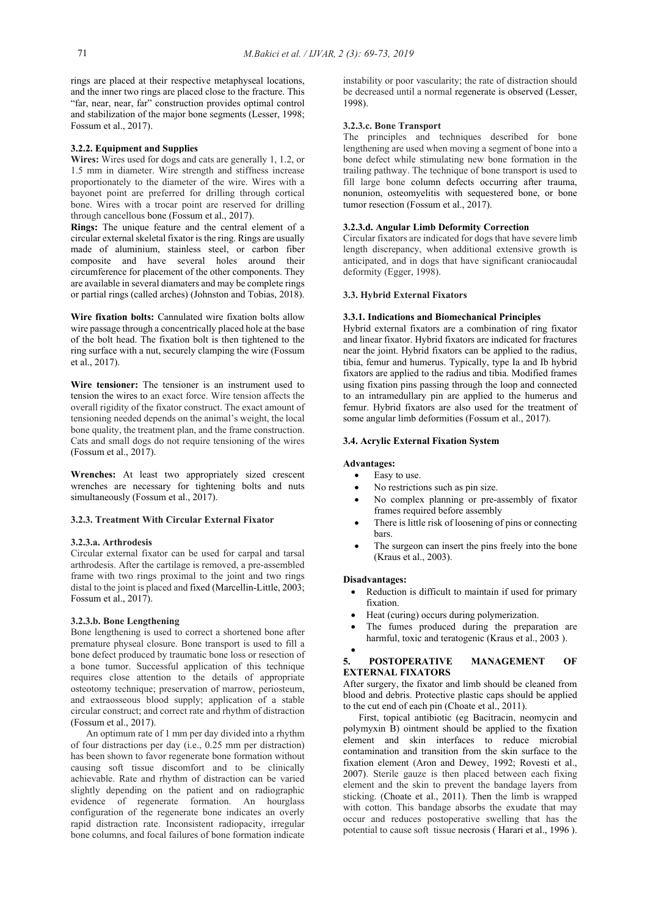rings are placed at their respective metaphyseal locations, and the inner two rings are placed close to the fracture. This "far, near, near, far" construction provides optimal control and stabilization of the major bone segments (Lesser, 1998; Fossum et al., 2017).

#### 3.2.2. Equipment and Supplies

**Wires:** Wires used for dogs and cats are generally 1, 1.2, or 1.5 mm in diameter. Wire strength and stiffness increase proportionately to the diameter of the wire. Wires with a bayonet point are preferred for drilling through cortical bone. Wires with a trocar point are reserved for drilling through cancellous bone (Fossum et al., 2017).

**Rings:** The unique feature and the central element of a circular external skeletal fixator is the ring. Rings are usually made of aluminium, stainless steel, or carbon fiber composite and have several holes around their circumference for placement of the other components. They are available in several diamaters and may be complete rings or partial rings (called arches) (Johnston and Tobias, 2018).

**Wire fixation bolts:** Cannulated wire fixation bolts allow wire passage through a concentrically placed hole at the base of the bolt head. The fixation bolt is then tightened to the ring surface with a nut, securely clamping the wire (Fossum et al., 2017).

**Wire tensioner:** The tensioner is an instrument used to tension the wires to an exact force. Wire tension affects the overall rigidity of the fixator construct. The exact amount of tensioning needed depends on the animal's weight, the local bone quality, the treatment plan, and the frame construction. Cats and small dogs do not require tensioning of the wires (Fossum et al., 2017).

**Wrenches:** At least two appropriately sized crescent wrenches are necessary for tightening bolts and nuts simultaneously (Fossum et al., 2017).

#### 3.2.3. Treatment With Circular External Fixator

##### 3.2.3.a. Arthrodesis

Circular external fixator can be used for carpal and tarsal arthrodesis. After the cartilage is removed, a pre-assembled frame with two rings proximal to the joint and two rings distal to the joint is placed and fixed (Marcellin-Little, 2003; Fossum et al., 2017).

##### 3.2.3.b. Bone Lengthening

Bone lengthening is used to correct a shortened bone after premature physeal closure. Bone transport is used to fill a bone defect produced by traumatic bone loss or resection of a bone tumor. Successful application of this technique requires close attention to the details of appropriate osteotomy technique; preservation of marrow, periosteum, and extraosseous blood supply; application of a stable circular construct; and correct rate and rhythm of distraction (Fossum et al., 2017).

An optimum rate of 1 mm per day divided into a rhythm of four distractions per day (i.e., 0.25 mm per distraction) has been shown to favor regenerate bone formation without causing soft tissue discomfort and to be clinically achievable. Rate and rhythm of distraction can be varied slightly depending on the patient and on radiographic evidence of regenerate formation. An hourglass configuration of the regenerate bone indicates an overly rapid distraction rate. Inconsistent radiopacity, irregular bone columns, and focal failures of bone formation indicate instability or poor vascularity; the rate of distraction should be decreased until a normal regenerate is observed (Lesser, 1998).

##### 3.2.3.c. Bone Transport

The principles and techniques described for bone lengthening are used when moving a segment of bone into a bone defect while stimulating new bone formation in the trailing pathway. The technique of bone transport is used to fill large bone column defects occurring after trauma, nonunion, osteomyelitis with sequestered bone, or bone tumor resection (Fossum et al., 2017).

##### 3.2.3.d. Angular Limb Deformity Correction

Circular fixators are indicated for dogs that have severe limb length discrepancy, when additional extensive growth is anticipated, and in dogs that have significant craniocaudal deformity (Egger, 1998).

### 3.3. Hybrid External Fixators

#### 3.3.1. Indications and Biomechanical Principles

Hybrid external fixators are a combination of ring fixator and linear fixator. Hybrid fixators are indicated for fractures near the joint. Hybrid fixators can be applied to the radius, tibia, femur and humerus. Typically, type Ia and Ib hybrid fixators are applied to the radius and tibia. Modified frames using fixation pins passing through the loop and connected to an intramedullary pin are applied to the humerus and femur. Hybrid fixators are also used for the treatment of some angular limb deformities (Fossum et al., 2017).

### 3.4. Acrylic External Fixation System

**Advantages:**

- Easy to use.
- No restrictions such as pin size.
- No complex planning or pre-assembly of fixator frames required before assembly
- There is little risk of loosening of pins or connecting bars.
- The surgeon can insert the pins freely into the bone (Kraus et al., 2003).

**Disadvantages:**

- Reduction is difficult to maintain if used for primary fixation.
- Heat (curing) occurs during polymerization.
- The fumes produced during the preparation are harmful, toxic and teratogenic (Kraus et al., 2003 ).

## 5. POSTOPERATIVE MANAGEMENT OF EXTERNAL FIXATORS

After surgery, the fixator and limb should be cleaned from blood and debris. Protective plastic caps should be applied to the cut end of each pin (Choate et al., 2011).

First, topical antibiotic (eg Bacitracin, neomycin and polymyxin B) ointment should be applied to the fixation element and skin interfaces to reduce microbial contamination and transition from the skin surface to the fixation element (Aron and Dewey, 1992; Rovesti et al., 2007). Sterile gauze is then placed between each fixing element and the skin to prevent the bandage layers from sticking. (Choate et al., 2011). Then the limb is wrapped with cotton. This bandage absorbs the exudate that may occur and reduces postoperative swelling that has the potential to cause soft tissue necrosis ( Harari et al., 1996 ).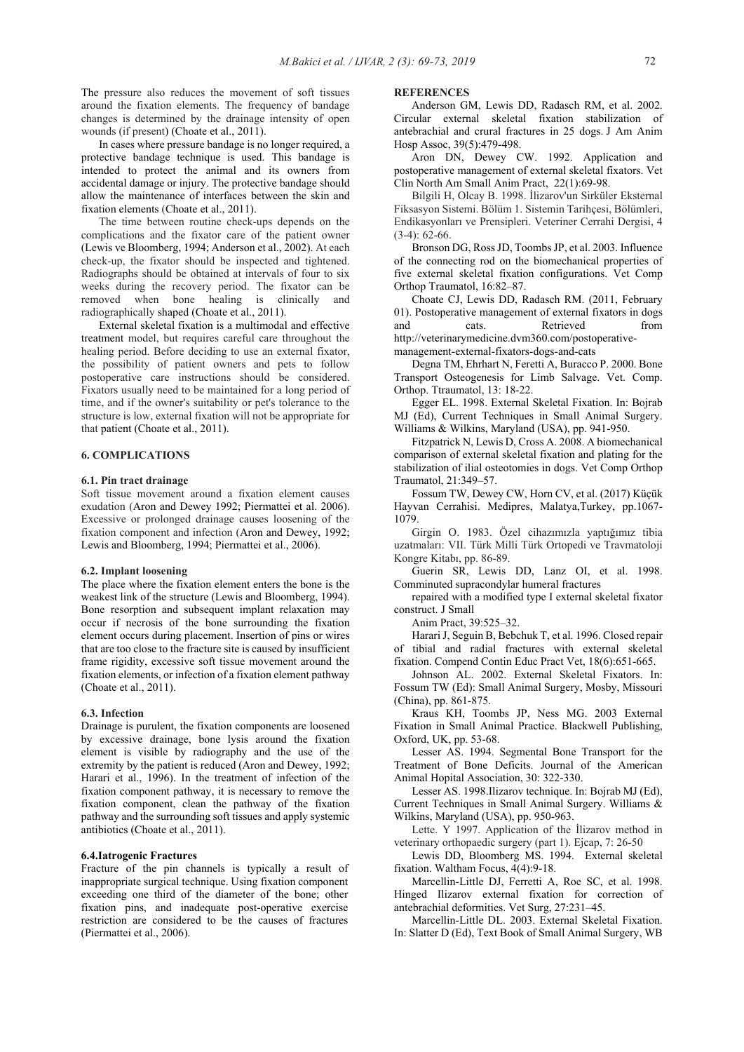The pressure also reduces the movement of soft tissues around the fixation elements. The frequency of bandage changes is determined by the drainage intensity of open wounds (if present) (Choate et al., 2011).

In cases where pressure bandage is no longer required, a protective bandage technique is used. This bandage is intended to protect the animal and its owners from accidental damage or injury. The protective bandage should allow the maintenance of interfaces between the skin and fixation elements (Choate et al., 2011).

The time between routine check-ups depends on the complications and the fixator care of the patient owner (Lewis ve Bloomberg, 1994; Anderson et al., 2002). At each check-up, the fixator should be inspected and tightened. Radiographs should be obtained at intervals of four to six weeks during the recovery period. The fixator can be removed when bone healing is clinically and radiographically shaped (Choate et al., 2011).

External skeletal fixation is a multimodal and effective treatment model, but requires careful care throughout the healing period. Before deciding to use an external fixator, the possibility of patient owners and pets to follow postoperative care instructions should be considered. Fixators usually need to be maintained for a long period of time, and if the owner's suitability or pet's tolerance to the structure is low, external fixation will not be appropriate for that patient (Choate et al., 2011).

## 6. COMPLICATIONS

### 6.1. Pin tract drainage

Soft tissue movement around a fixation element causes exudation (Aron and Dewey 1992; Piermattei et al. 2006). Excessive or prolonged drainage causes loosening of the fixation component and infection (Aron and Dewey, 1992; Lewis and Bloomberg, 1994; Piermattei et al., 2006).

### 6.2. Implant loosening

The place where the fixation element enters the bone is the weakest link of the structure (Lewis and Bloomberg, 1994). Bone resorption and subsequent implant relaxation may occur if necrosis of the bone surrounding the fixation element occurs during placement. Insertion of pins or wires that are too close to the fracture site is caused by insufficient frame rigidity, excessive soft tissue movement around the fixation elements, or infection of a fixation element pathway (Choate et al., 2011).

### 6.3. Infection

Drainage is purulent, the fixation components are loosened by excessive drainage, bone lysis around the fixation element is visible by radiography and the use of the extremity by the patient is reduced (Aron and Dewey, 1992; Harari et al., 1996). In the treatment of infection of the fixation component pathway, it is necessary to remove the fixation component, clean the pathway of the fixation pathway and the surrounding soft tissues and apply systemic antibiotics (Choate et al., 2011).

### 6.4.Iatrogenic Fractures

Fracture of the pin channels is typically a result of inappropriate surgical technique. Using fixation component exceeding one third of the diameter of the bone; other fixation pins, and inadequate post-operative exercise restriction are considered to be the causes of fractures (Piermattei et al., 2006).

## REFERENCES

Anderson GM, Lewis DD, Radasch RM, et al. 2002. Circular external skeletal fixation stabilization of antebrachial and crural fractures in 25 dogs. J Am Anim Hosp Assoc, 39(5):479-498.

Aron DN, Dewey CW. 1992. Application and postoperative management of external skeletal fixators. Vet Clin North Am Small Anim Pract, 22(1):69-98.

Bilgili H, Olcay B. 1998. İlizarov'un Sirküler Eksternal Fiksasyon Sistemi. Bölüm 1. Sistemin Tarihçesi, Bölümleri, Endikasyonları ve Prensipleri. Veteriner Cerrahi Dergisi, 4 (3-4): 62-66.

Bronson DG, Ross JD, Toombs JP, et al. 2003. Influence of the connecting rod on the biomechanical properties of five external skeletal fixation configurations. Vet Comp Orthop Traumatol, 16:82–87.

Choate CJ, Lewis DD, Radasch RM. (2011, February 01). Postoperative management of external fixators in dogs and cats. Retrieved from http://veterinarymedicine.dvm360.com/postoperative-management-external-fixators-dogs-and-cats

Degna TM, Ehrhart N, Feretti A, Buracco P. 2000. Bone Transport Osteogenesis for Limb Salvage. Vet. Comp. Orthop. Ttraumatol, 13: 18-22.

Egger EL. 1998. External Skeletal Fixation. In: Bojrab MJ (Ed), Current Techniques in Small Animal Surgery. Williams & Wilkins, Maryland (USA), pp. 941-950.

Fitzpatrick N, Lewis D, Cross A. 2008. A biomechanical comparison of external skeletal fixation and plating for the stabilization of ilial osteotomies in dogs. Vet Comp Orthop Traumatol, 21:349–57.

Fossum TW, Dewey CW, Horn CV, et al. (2017) Küçük Hayvan Cerrahisi. Medipres, Malatya,Turkey, pp.1067-1079.

Girgin O. 1983. Özel cihazımızla yaptığımız tibia uzatmaları: VII. Türk Milli Türk Ortopedi ve Travmatoloji Kongre Kitabı, pp. 86-89.

Guerin SR, Lewis DD, Lanz OI, et al. 1998. Comminuted supracondylar humeral fractures repaired with a modified type I external skeletal fixator construct. J Small Anim Pract, 39:525–32.

Harari J, Seguin B, Bebchuk T, et al. 1996. Closed repair of tibial and radial fractures with external skeletal fixation. Compend Contin Educ Pract Vet, 18(6):651-665.

Johnson AL. 2002. External Skeletal Fixators. In: Fossum TW (Ed): Small Animal Surgery, Mosby, Missouri (China), pp. 861-875.

Kraus KH, Toombs JP, Ness MG. 2003 External Fixation in Small Animal Practice. Blackwell Publishing, Oxford, UK, pp. 53-68.

Lesser AS. 1994. Segmental Bone Transport for the Treatment of Bone Deficits. Journal of the American Animal Hopital Association, 30: 322-330.

Lesser AS. 1998.Ilizarov technique. In: Bojrab MJ (Ed), Current Techniques in Small Animal Surgery. Williams & Wilkins, Maryland (USA), pp. 950-963.

Lette. Y 1997. Application of the İlizarov method in veterinary orthopaedic surgery (part 1). Ejcap, 7: 26-50

Lewis DD, Bloomberg MS. 1994. External skeletal fixation. Waltham Focus, 4(4):9-18.

Marcellin-Little DJ, Ferretti A, Roe SC, et al. 1998. Hinged Ilizarov external fixation for correction of antebrachial deformities. Vet Surg, 27:231–45.

Marcellin-Little DL. 2003. External Skeletal Fixation. In: Slatter D (Ed), Text Book of Small Animal Surgery, WB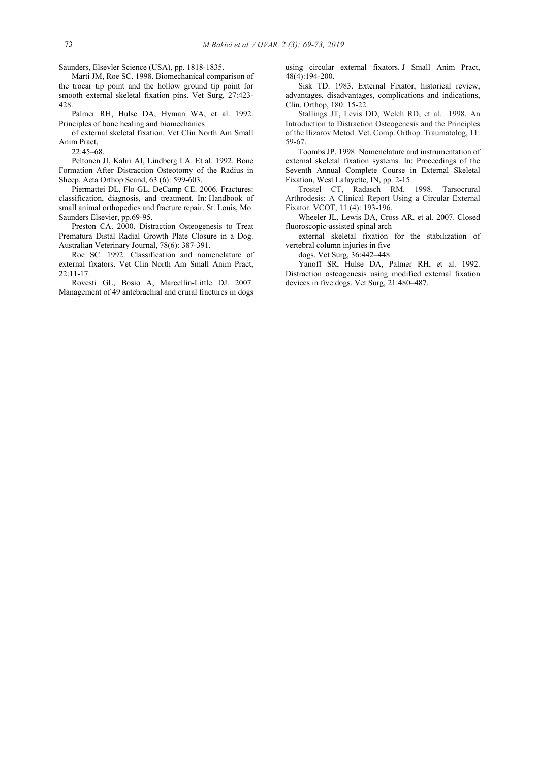Saunders, Elsevler Science (USA), pp. 1818-1835.

Marti JM, Roe SC. 1998. Biomechanical comparison of the trocar tip point and the hollow ground tip point for smooth external skeletal fixation pins. Vet Surg, 27:423-428.

Palmer RH, Hulse DA, Hyman WA, et al. 1992. Principles of bone healing and biomechanics of external skeletal fixation. Vet Clin North Am Small Anim Pract, 22:45–68.

Peltonen JI, Kahri AI, Lindberg LA. Et al. 1992. Bone Formation After Distraction Osteotomy of the Radius in Sheep. Acta Orthop Scand, 63 (6): 599-603.

Piermattei DL, Flo GL, DeCamp CE. 2006. Fractures: classification, diagnosis, and treatment. In: Handbook of small animal orthopedics and fracture repair. St. Louis, Mo: Saunders Elsevier, pp.69-95.

Preston CA. 2000. Distraction Osteogenesis to Treat Prematura Distal Radial Growth Plate Closure in a Dog. Australian Veterinary Journal, 78(6): 387-391.

Roe SC. 1992. Classification and nomenclature of external fixators. Vet Clin North Am Small Anim Pract, 22:11-17.

Rovesti GL, Bosio A, Marcellin-Little DJ. 2007. Management of 49 antebrachial and crural fractures in dogs using circular external fixators. J Small Anim Pract, 48(4):194-200.

Sisk TD. 1983. External Fixator, historical review, advantages, disadvantages, complications and indications, Clin. Orthop, 180: 15-22.

Stallings JT, Levis DD, Welch RD, et al. 1998. An İntroduction to Distraction Osteogenesis and the Principles of the İlizarov Metod. Vet. Comp. Orthop. Traumatolog, 11: 59-67.

Toombs JP. 1998. Nomenclature and instrumentation of external skeletal fixation systems. In: Proceedings of the Seventh Annual Complete Course in External Skeletal Fixation, West Lafayette, IN, pp. 2-15

Trostel CT, Radasch RM. 1998. Tarsocrural Arthrodesis: A Clinical Report Using a Circular External Fixator. VCOT, 11 (4): 193-196.

Wheeler JL, Lewis DA, Cross AR, et al. 2007. Closed fluoroscopic-assisted spinal arch external skeletal fixation for the stabilization of vertebral column injuries in five dogs. Vet Surg, 36:442–448.

Yanoff SR, Hulse DA, Palmer RH, et al. 1992. Distraction osteogenesis using modified external fixation devices in five dogs. Vet Surg, 21:480–487.